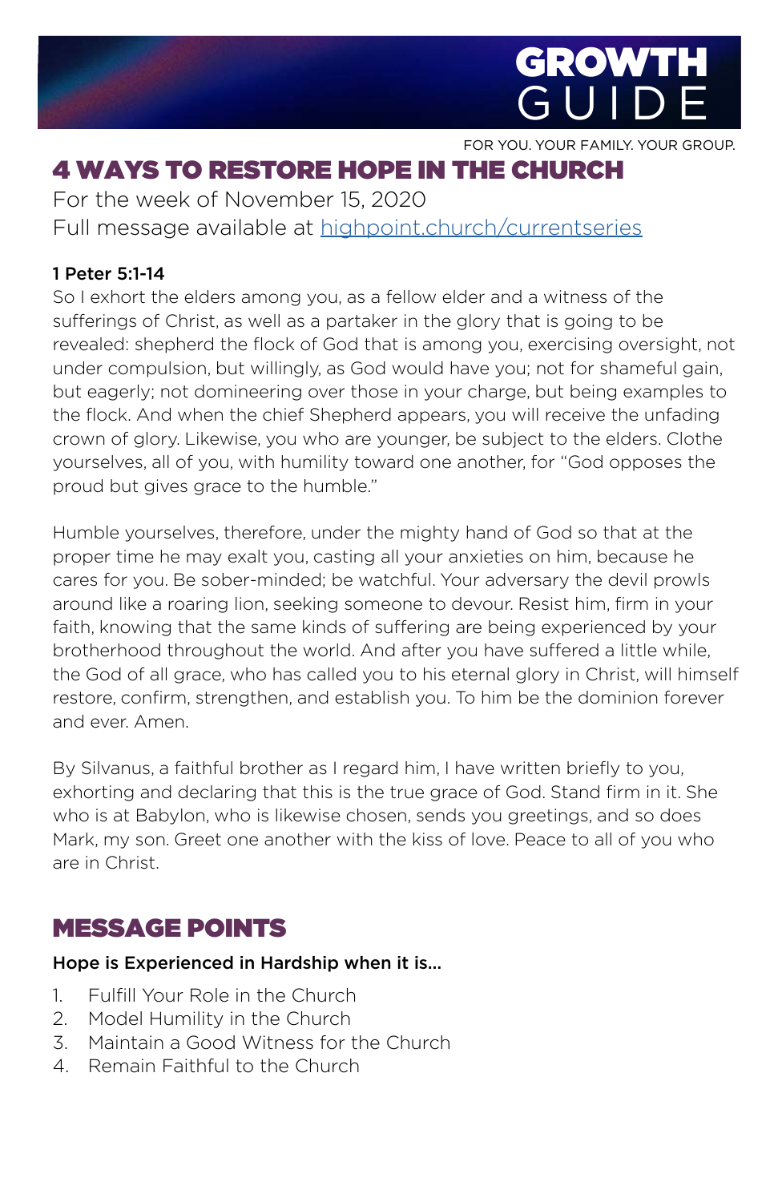# GROWTH GUIDE

FOR YOU. YOUR FAMILY. YOUR GROUP.

## 4 WAYS TO RESTORE HOPE IN THE CHURCH

For the week of November 15, 2020

Full message available at [highpoint.church/currentseries](highpoint.church/currentseries)

**1 Peter 5:1-14**

So I exhort the elders among you, as a fellow elder and a witness of the sufferings of Christ, as well as a partaker in the glory that is going to be revealed: shepherd the flock of God that is among you, exercising oversight, not under compulsion, but willingly, as God would have you; not for shameful gain, but eagerly; not domineering over those in your charge, but being examples to the flock. And when the chief Shepherd appears, you will receive the unfading crown of glory. Likewise, you who are younger, be subject to the elders. Clothe yourselves, all of you, with humility toward one another, for "God opposes the proud but gives grace to the humble."

Humble yourselves, therefore, under the mighty hand of God so that at the proper time he may exalt you, casting all your anxieties on him, because he cares for you. Be sober-minded; be watchful. Your adversary the devil prowls around like a roaring lion, seeking someone to devour. Resist him, firm in your faith, knowing that the same kinds of suffering are being experienced by your brotherhood throughout the world. And after you have suffered a little while, the God of all grace, who has called you to his eternal glory in Christ, will himself restore, confirm, strengthen, and establish you. To him be the dominion forever and ever. Amen.

By Silvanus, a faithful brother as I regard him, I have written briefly to you, exhorting and declaring that this is the true grace of God. Stand firm in it. She who is at Babylon, who is likewise chosen, sends you greetings, and so does Mark, my son. Greet one another with the kiss of love. Peace to all of you who are in Christ.

## MESSAGE POINTS

**Hope is Experienced in Hardship when it is...**

1. Fulfill Your Role in the Church
2. Model Humility in the Church
3. Maintain a Good Witness for the Church
4. Remain Faithful to the Church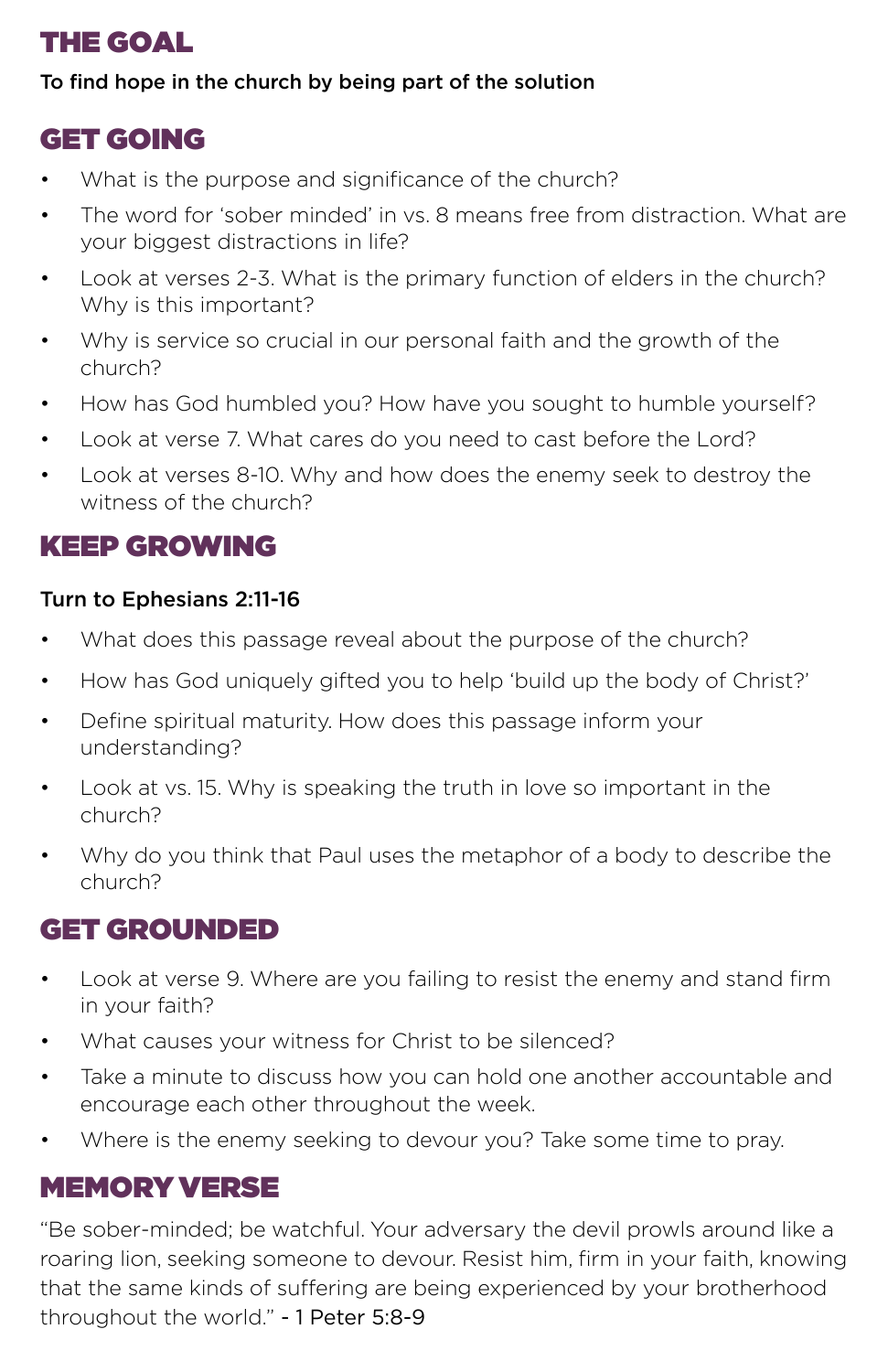## THE GOAL

**To find hope in the church by being part of the solution**

## GET GOING

- What is the purpose and significance of the church?
- The word for 'sober minded' in vs. 8 means free from distraction. What are your biggest distractions in life?
- Look at verses 2-3. What is the primary function of elders in the church? Why is this important?
- Why is service so crucial in our personal faith and the growth of the church?
- How has God humbled you? How have you sought to humble yourself?
- Look at verse 7. What cares do you need to cast before the Lord?
- Look at verses 8-10. Why and how does the enemy seek to destroy the witness of the church?

## KEEP GROWING

**Turn to Ephesians 2:11-16**

- What does this passage reveal about the purpose of the church?
- How has God uniquely gifted you to help 'build up the body of Christ?'
- Define spiritual maturity. How does this passage inform your understanding?
- Look at vs. 15. Why is speaking the truth in love so important in the church?
- Why do you think that Paul uses the metaphor of a body to describe the church?

## GET GROUNDED

- Look at verse 9. Where are you failing to resist the enemy and stand firm in your faith?
- What causes your witness for Christ to be silenced?
- Take a minute to discuss how you can hold one another accountable and encourage each other throughout the week.
- Where is the enemy seeking to devour you? Take some time to pray.

## MEMORY VERSE

"Be sober-minded; be watchful. Your adversary the devil prowls around like a roaring lion, seeking someone to devour. Resist him, firm in your faith, knowing that the same kinds of suffering are being experienced by your brotherhood throughout the world." - 1 Peter 5:8-9